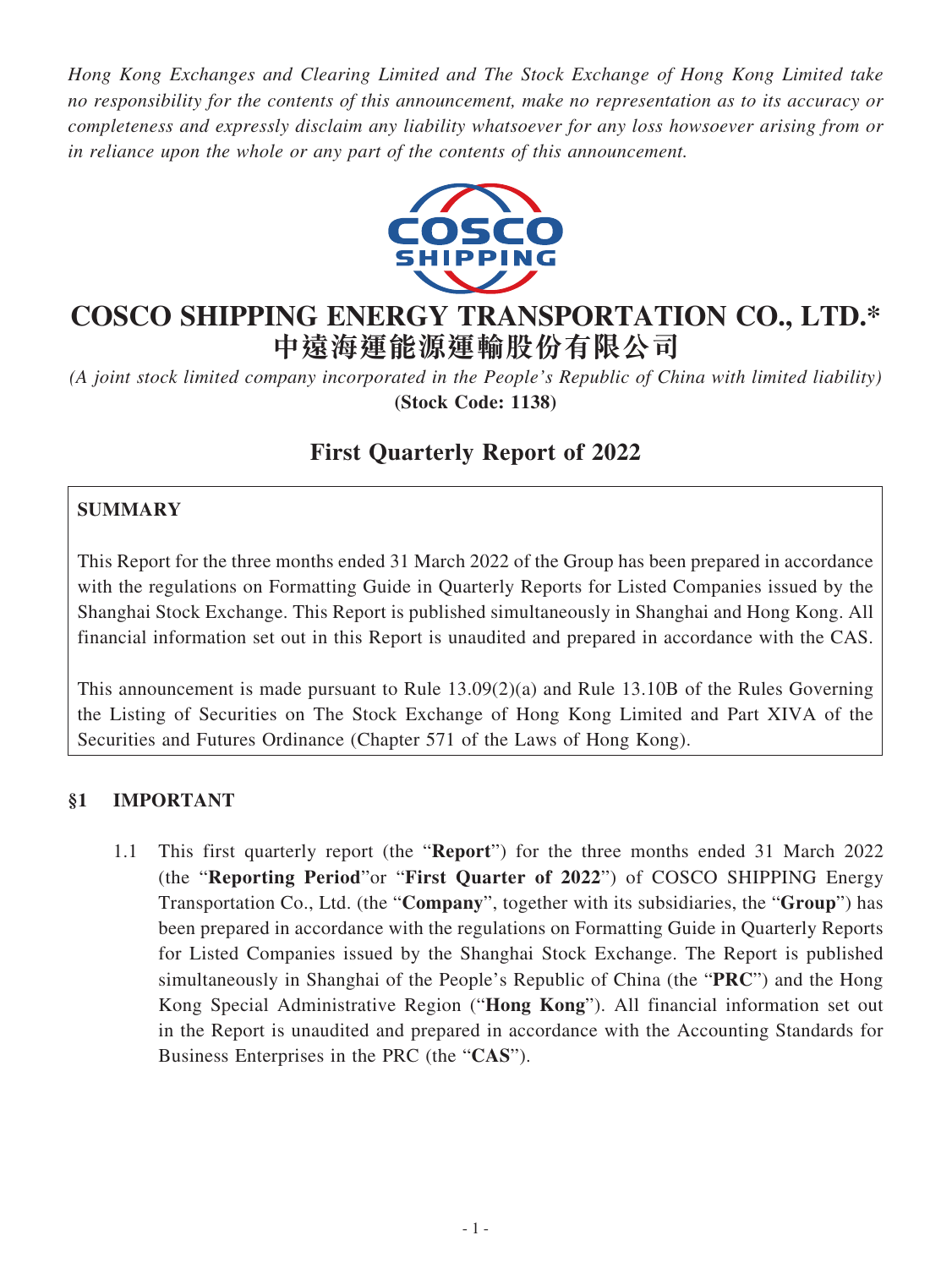*Hong Kong Exchanges and Clearing Limited and The Stock Exchange of Hong Kong Limited take no responsibility for the contents of this announcement, make no representation as to its accuracy or completeness and expressly disclaim any liability whatsoever for any loss howsoever arising from or in reliance upon the whole or any part of the contents of this announcement.*

# COSCO SHIPPING ENERGY TRANSPORTATION CO., LTD.*
# 中遠海運能源運輸股份有限公司

*(A joint stock limited company incorporated in the People's Republic of China with limited liability)*

**(Stock Code: 1138)**

## First Quarterly Report of 2022

**SUMMARY**

This Report for the three months ended 31 March 2022 of the Group has been prepared in accordance with the regulations on Formatting Guide in Quarterly Reports for Listed Companies issued by the Shanghai Stock Exchange. This Report is published simultaneously in Shanghai and Hong Kong. All financial information set out in this Report is unaudited and prepared in accordance with the CAS.

This announcement is made pursuant to Rule 13.09(2)(a) and Rule 13.10B of the Rules Governing the Listing of Securities on The Stock Exchange of Hong Kong Limited and Part XIVA of the Securities and Futures Ordinance (Chapter 571 of the Laws of Hong Kong).

## §1 IMPORTANT

1.1 This first quarterly report (the "**Report**") for the three months ended 31 March 2022 (the "**Reporting Period**"or "**First Quarter of 2022**") of COSCO SHIPPING Energy Transportation Co., Ltd. (the "**Company**", together with its subsidiaries, the "**Group**") has been prepared in accordance with the regulations on Formatting Guide in Quarterly Reports for Listed Companies issued by the Shanghai Stock Exchange. The Report is published simultaneously in Shanghai of the People's Republic of China (the "**PRC**") and the Hong Kong Special Administrative Region ("**Hong Kong**"). All financial information set out in the Report is unaudited and prepared in accordance with the Accounting Standards for Business Enterprises in the PRC (the "**CAS**").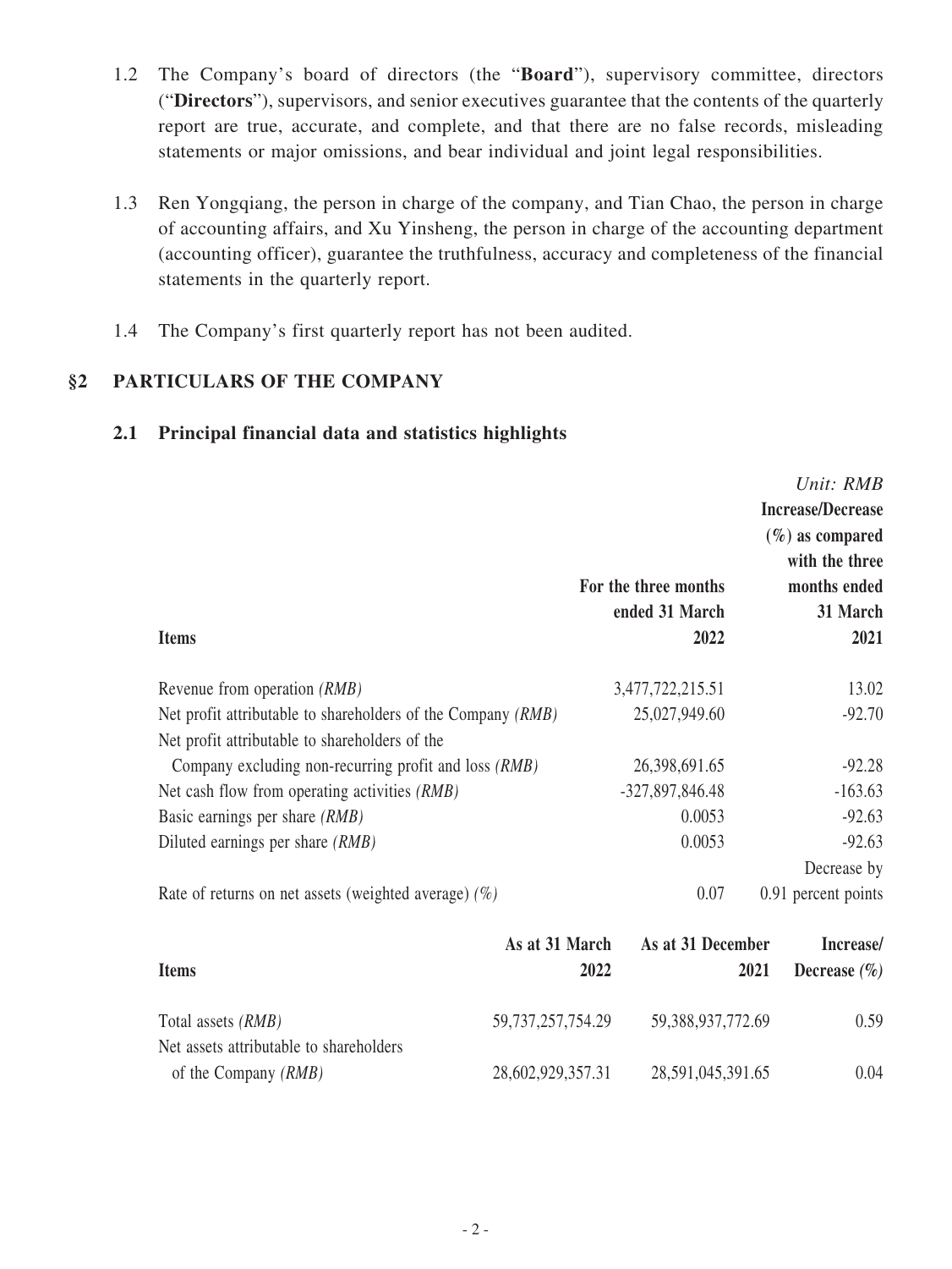1.2 The Company's board of directors (the "**Board**"), supervisory committee, directors ("**Directors**"), supervisors, and senior executives guarantee that the contents of the quarterly report are true, accurate, and complete, and that there are no false records, misleading statements or major omissions, and bear individual and joint legal responsibilities.

1.3 Ren Yongqiang, the person in charge of the company, and Tian Chao, the person in charge of accounting affairs, and Xu Yinsheng, the person in charge of the accounting department (accounting officer), guarantee the truthfulness, accuracy and completeness of the financial statements in the quarterly report.

1.4 The Company's first quarterly report has not been audited.

## §2 PARTICULARS OF THE COMPANY

### 2.1 Principal financial data and statistics highlights

*Unit: RMB*

| Items | For the three months ended 31 March 2022 | Increase/Decrease (%) as compared with the three months ended 31 March 2021 |
|---|---|---|
| Revenue from operation *(RMB)* | 3,477,722,215.51 | 13.02 |
| Net profit attributable to shareholders of the Company *(RMB)* | 25,027,949.60 | -92.70 |
| Net profit attributable to shareholders of the Company excluding non-recurring profit and loss *(RMB)* | 26,398,691.65 | -92.28 |
| Net cash flow from operating activities *(RMB)* | -327,897,846.48 | -163.63 |
| Basic earnings per share *(RMB)* | 0.0053 | -92.63 |
| Diluted earnings per share *(RMB)* | 0.0053 | -92.63 |
| Rate of returns on net assets (weighted average) *(%)* | 0.07 | Decrease by 0.91 percent points |

| Items | As at 31 March 2022 | As at 31 December 2021 | Increase/ Decrease *(%)* |
|---|---|---|---|
| Total assets *(RMB)* | 59,737,257,754.29 | 59,388,937,772.69 | 0.59 |
| Net assets attributable to shareholders of the Company *(RMB)* | 28,602,929,357.31 | 28,591,045,391.65 | 0.04 |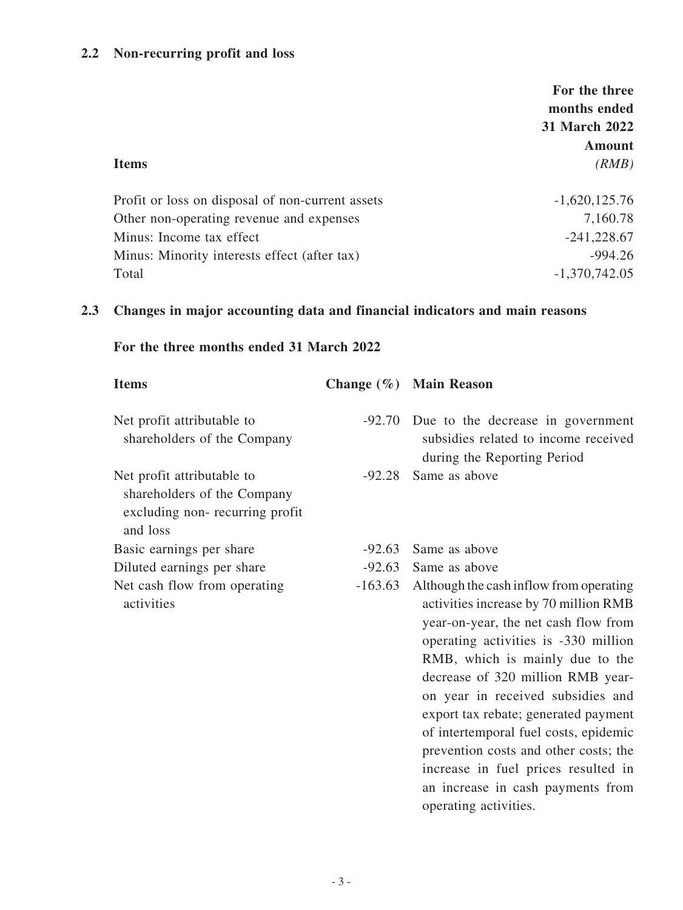### 2.2 Non-recurring profit and loss

| Items | For the three months ended 31 March 2022 Amount *(RMB)* |
|---|---:|
| Profit or loss on disposal of non-current assets | -1,620,125.76 |
| Other non-operating revenue and expenses | 7,160.78 |
| Minus: Income tax effect | -241,228.67 |
| Minus: Minority interests effect (after tax) | -994.26 |
| Total | -1,370,742.05 |

### 2.3 Changes in major accounting data and financial indicators and main reasons

**For the three months ended 31 March 2022**

| Items | Change (%) | Main Reason |
|---|---:|---|
| Net profit attributable to shareholders of the Company | -92.70 | Due to the decrease in government subsidies related to income received during the Reporting Period |
| Net profit attributable to shareholders of the Company excluding non- recurring profit and loss | -92.28 | Same as above |
| Basic earnings per share | -92.63 | Same as above |
| Diluted earnings per share | -92.63 | Same as above |
| Net cash flow from operating activities | -163.63 | Although the cash inflow from operating activities increase by 70 million RMB year-on-year, the net cash flow from operating activities is -330 million RMB, which is mainly due to the decrease of 320 million RMB year-on year in received subsidies and export tax rebate; generated payment of intertemporal fuel costs, epidemic prevention costs and other costs; the increase in fuel prices resulted in an increase in cash payments from operating activities. |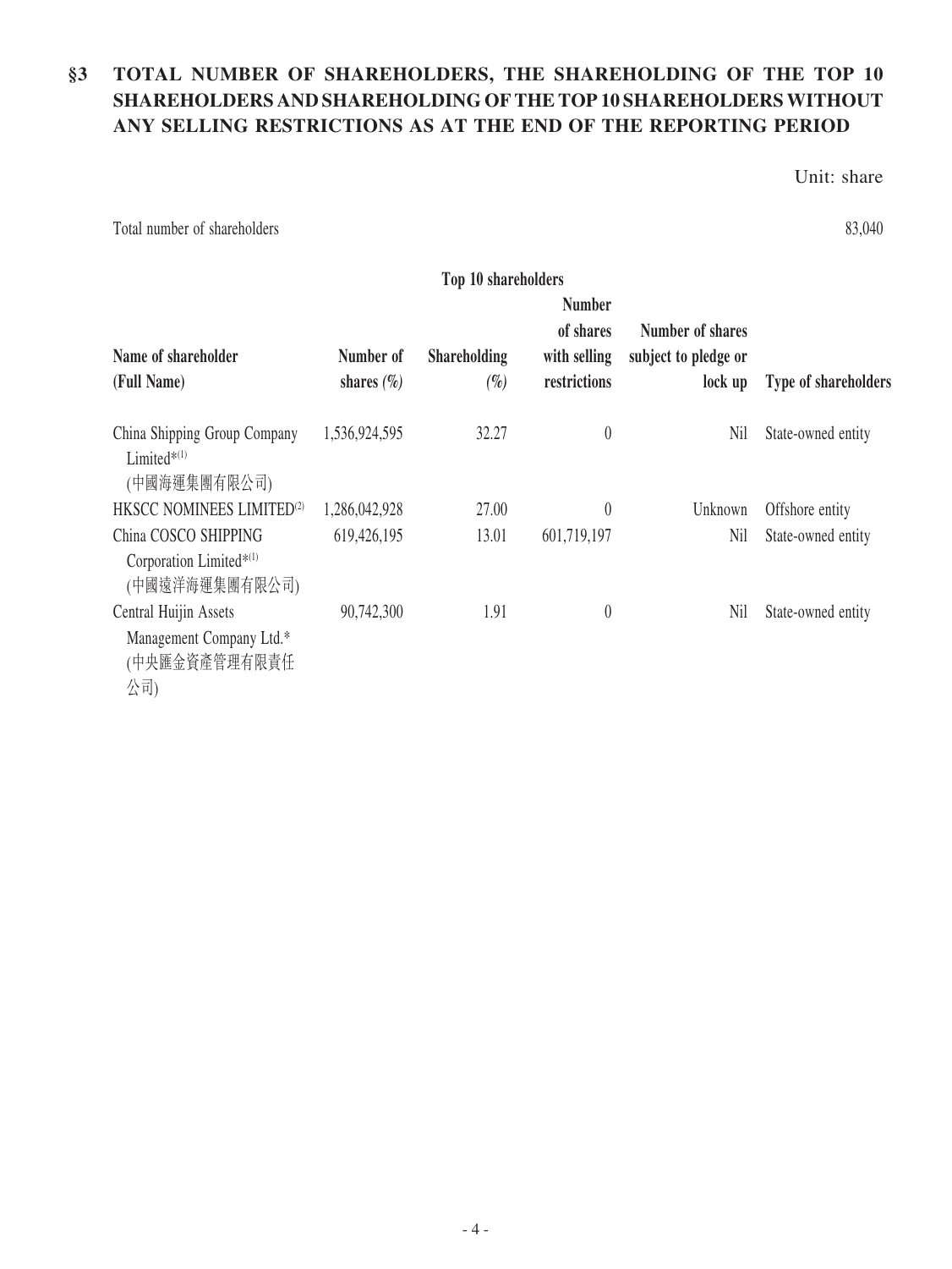## §3 TOTAL NUMBER OF SHAREHOLDERS, THE SHAREHOLDING OF THE TOP 10 SHAREHOLDERS AND SHAREHOLDING OF THE TOP 10 SHAREHOLDERS WITHOUT ANY SELLING RESTRICTIONS AS AT THE END OF THE REPORTING PERIOD

Unit: share

Total number of shareholders 83,040

**Top 10 shareholders**

| Name of shareholder (Full Name) | Number of shares (%) | Shareholding (%) | Number of shares with selling restrictions | Number of shares subject to pledge or lock up | Type of shareholders |
|---|---|---|---|---|---|
| China Shipping Group Company Limited*[(1)] (中國海運集團有限公司) | 1,536,924,595 | 32.27 | 0 | Nil | State-owned entity |
| HKSCC NOMINEES LIMITED[(2)] | 1,286,042,928 | 27.00 | 0 | Unknown | Offshore entity |
| China COSCO SHIPPING Corporation Limited*[(1)] (中國遠洋海運集團有限公司) | 619,426,195 | 13.01 | 601,719,197 | Nil | State-owned entity |
| Central Huijin Assets Management Company Ltd.* (中央匯金資產管理有限責任公司) | 90,742,300 | 1.91 | 0 | Nil | State-owned entity |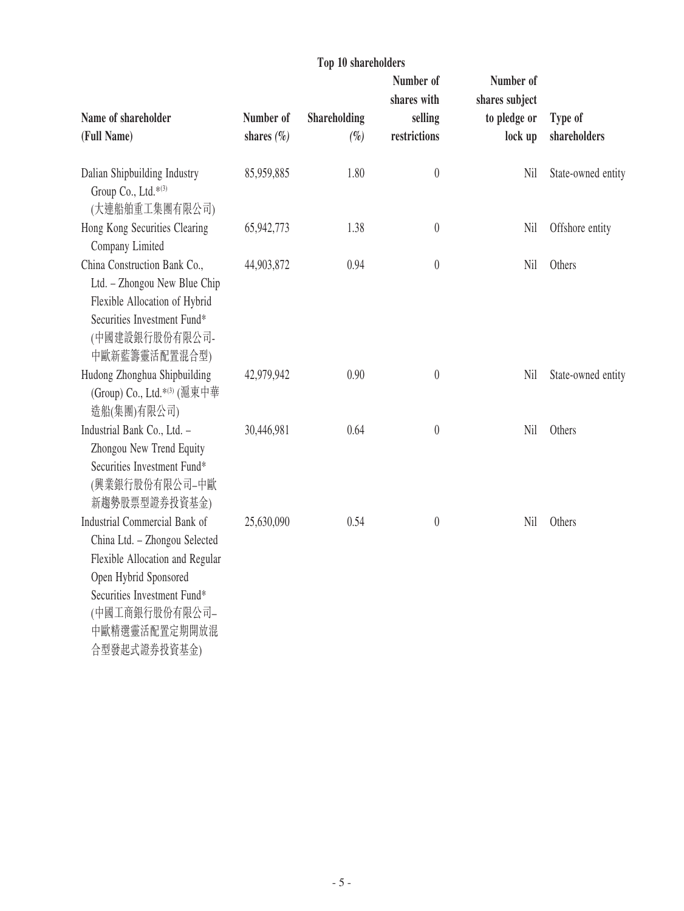**Top 10 shareholders**

| Name of shareholder (Full Name) | Number of shares (%) | Shareholding (%) | Number of shares with selling restrictions | Number of shares subject to pledge or lock up | Type of shareholders |
|---|---|---|---|---|---|
| Dalian Shipbuilding Industry Group Co., Ltd.*[(3)] (大連船舶重工集團有限公司) | 85,959,885 | 1.80 | 0 | Nil | State-owned entity |
| Hong Kong Securities Clearing Company Limited | 65,942,773 | 1.38 | 0 | Nil | Offshore entity |
| China Construction Bank Co., Ltd. – Zhongou New Blue Chip Flexible Allocation of Hybrid Securities Investment Fund* (中國建設銀行股份有限公司-中歐新藍籌靈活配置混合型) | 44,903,872 | 0.94 | 0 | Nil | Others |
| Hudong Zhonghua Shipbuilding (Group) Co., Ltd.*[(3)] (滬東中華造船(集團)有限公司) | 42,979,942 | 0.90 | 0 | Nil | State-owned entity |
| Industrial Bank Co., Ltd. – Zhongou New Trend Equity Securities Investment Fund* (興業銀行股份有限公司–中歐新趨勢股票型證券投資基金) | 30,446,981 | 0.64 | 0 | Nil | Others |
| Industrial Commercial Bank of China Ltd. – Zhongou Selected Flexible Allocation and Regular Open Hybrid Sponsored Securities Investment Fund* (中國工商銀行股份有限公司–中歐精選靈活配置定期開放混合型發起式證券投資基金) | 25,630,090 | 0.54 | 0 | Nil | Others |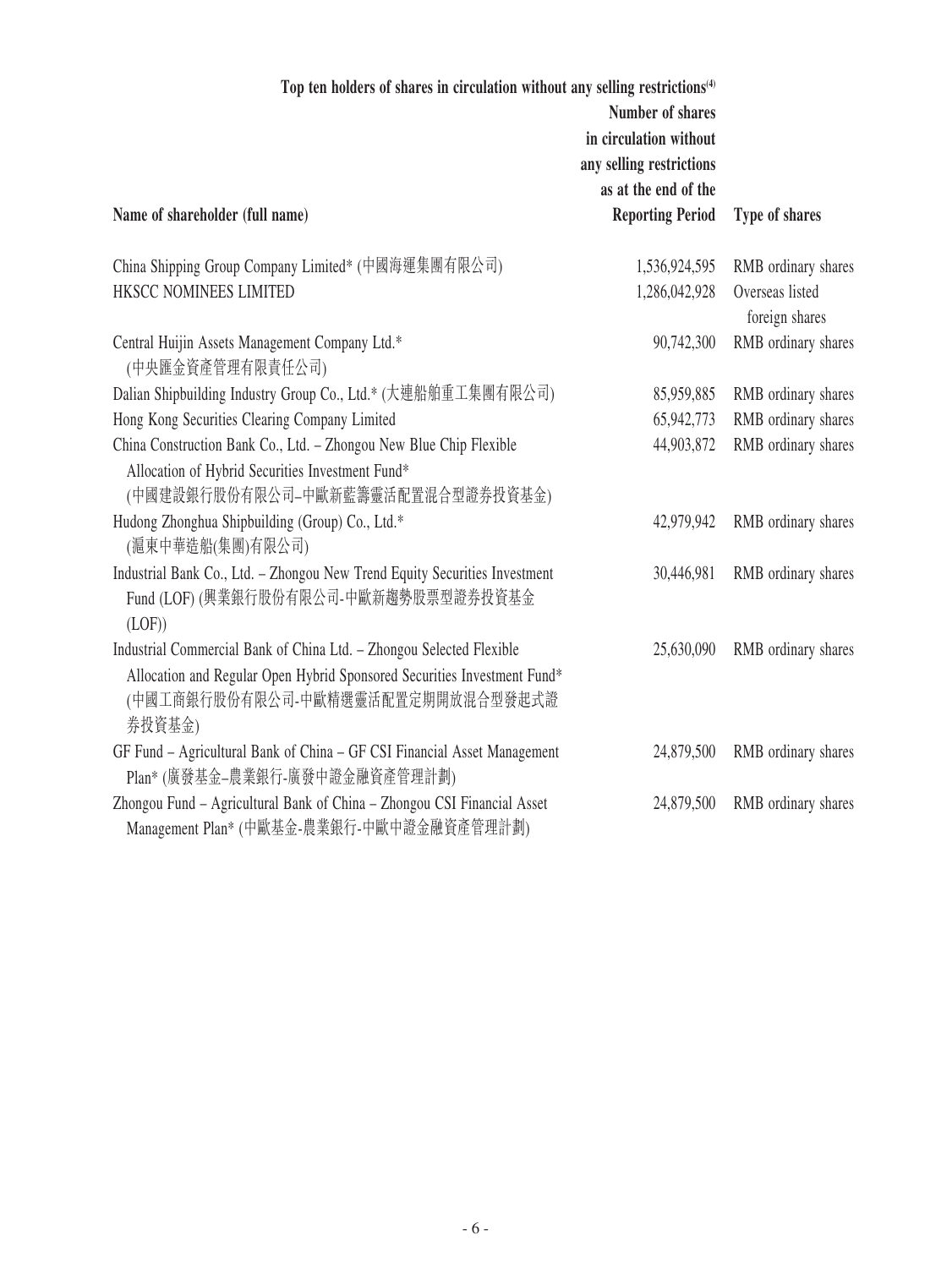**Top ten holders of shares in circulation without any selling restrictions**[(4)]

| Name of shareholder (full name) | Number of shares in circulation without any selling restrictions as at the end of the Reporting Period | Type of shares |
|---|---|---|
| China Shipping Group Company Limited* (中國海運集團有限公司) | 1,536,924,595 | RMB ordinary shares |
| HKSCC NOMINEES LIMITED | 1,286,042,928 | Overseas listed foreign shares |
| Central Huijin Assets Management Company Ltd.* (中央匯金資產管理有限責任公司) | 90,742,300 | RMB ordinary shares |
| Dalian Shipbuilding Industry Group Co., Ltd.* (大連船舶重工集團有限公司) | 85,959,885 | RMB ordinary shares |
| Hong Kong Securities Clearing Company Limited | 65,942,773 | RMB ordinary shares |
| China Construction Bank Co., Ltd. – Zhongou New Blue Chip Flexible Allocation of Hybrid Securities Investment Fund* (中國建設銀行股份有限公司–中歐新藍籌靈活配置混合型證券投資基金) | 44,903,872 | RMB ordinary shares |
| Hudong Zhonghua Shipbuilding (Group) Co., Ltd.* (滬東中華造船(集團)有限公司) | 42,979,942 | RMB ordinary shares |
| Industrial Bank Co., Ltd. – Zhongou New Trend Equity Securities Investment Fund (LOF) (興業銀行股份有限公司-中歐新趨勢股票型證券投資基金(LOF)) | 30,446,981 | RMB ordinary shares |
| Industrial Commercial Bank of China Ltd. – Zhongou Selected Flexible Allocation and Regular Open Hybrid Sponsored Securities Investment Fund* (中國工商銀行股份有限公司-中歐精選靈活配置定期開放混合型發起式證券投資基金) | 25,630,090 | RMB ordinary shares |
| GF Fund – Agricultural Bank of China – GF CSI Financial Asset Management Plan* (廣發基金–農業銀行-廣發中證金融資產管理計劃) | 24,879,500 | RMB ordinary shares |
| Zhongou Fund – Agricultural Bank of China – Zhongou CSI Financial Asset Management Plan* (中歐基金-農業銀行-中歐中證金融資產管理計劃) | 24,879,500 | RMB ordinary shares |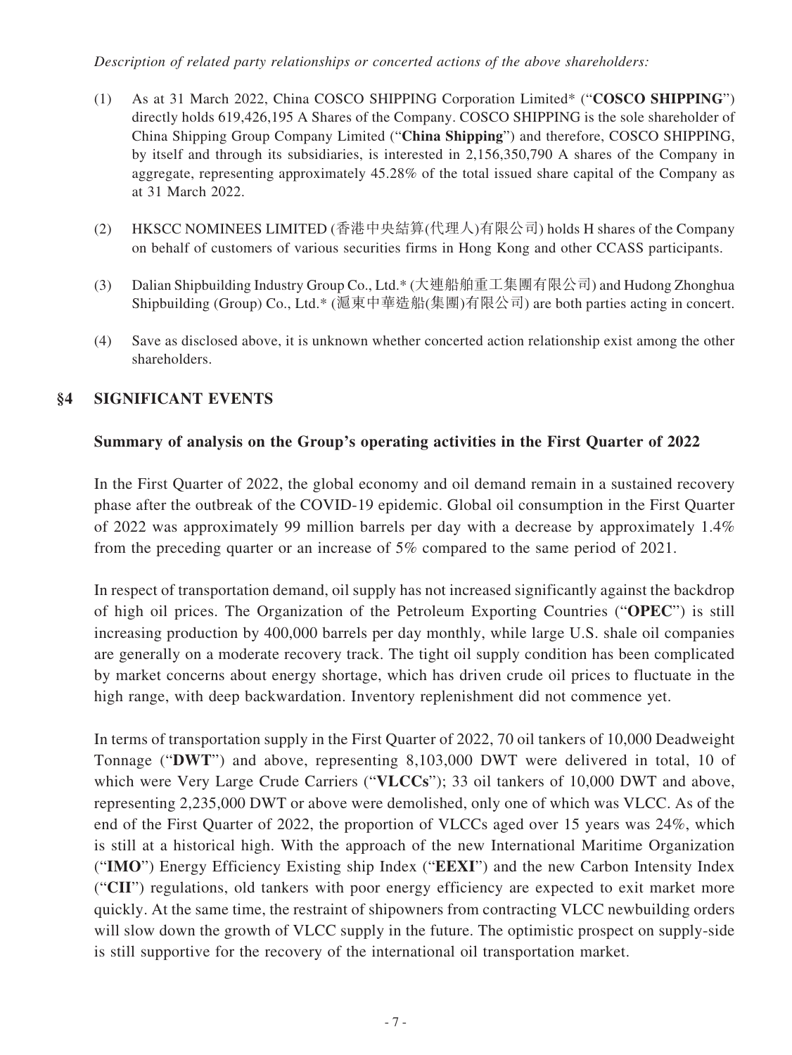*Description of related party relationships or concerted actions of the above shareholders:*

(1) As at 31 March 2022, China COSCO SHIPPING Corporation Limited* ("**COSCO SHIPPING**") directly holds 619,426,195 A Shares of the Company. COSCO SHIPPING is the sole shareholder of China Shipping Group Company Limited ("**China Shipping**") and therefore, COSCO SHIPPING, by itself and through its subsidiaries, is interested in 2,156,350,790 A shares of the Company in aggregate, representing approximately 45.28% of the total issued share capital of the Company as at 31 March 2022.

(2) HKSCC NOMINEES LIMITED (香港中央結算(代理人)有限公司) holds H shares of the Company on behalf of customers of various securities firms in Hong Kong and other CCASS participants.

(3) Dalian Shipbuilding Industry Group Co., Ltd.* (大連船舶重工集團有限公司) and Hudong Zhonghua Shipbuilding (Group) Co., Ltd.* (滬東中華造船(集團)有限公司) are both parties acting in concert.

(4) Save as disclosed above, it is unknown whether concerted action relationship exist among the other shareholders.

## §4 SIGNIFICANT EVENTS

### Summary of analysis on the Group's operating activities in the First Quarter of 2022

In the First Quarter of 2022, the global economy and oil demand remain in a sustained recovery phase after the outbreak of the COVID-19 epidemic. Global oil consumption in the First Quarter of 2022 was approximately 99 million barrels per day with a decrease by approximately 1.4% from the preceding quarter or an increase of 5% compared to the same period of 2021.

In respect of transportation demand, oil supply has not increased significantly against the backdrop of high oil prices. The Organization of the Petroleum Exporting Countries ("**OPEC**") is still increasing production by 400,000 barrels per day monthly, while large U.S. shale oil companies are generally on a moderate recovery track. The tight oil supply condition has been complicated by market concerns about energy shortage, which has driven crude oil prices to fluctuate in the high range, with deep backwardation. Inventory replenishment did not commence yet.

In terms of transportation supply in the First Quarter of 2022, 70 oil tankers of 10,000 Deadweight Tonnage ("**DWT**") and above, representing 8,103,000 DWT were delivered in total, 10 of which were Very Large Crude Carriers ("**VLCCs**"); 33 oil tankers of 10,000 DWT and above, representing 2,235,000 DWT or above were demolished, only one of which was VLCC. As of the end of the First Quarter of 2022, the proportion of VLCCs aged over 15 years was 24%, which is still at a historical high. With the approach of the new International Maritime Organization ("**IMO**") Energy Efficiency Existing ship Index ("**EEXI**") and the new Carbon Intensity Index ("**CII**") regulations, old tankers with poor energy efficiency are expected to exit market more quickly. At the same time, the restraint of shipowners from contracting VLCC newbuilding orders will slow down the growth of VLCC supply in the future. The optimistic prospect on supply-side is still supportive for the recovery of the international oil transportation market.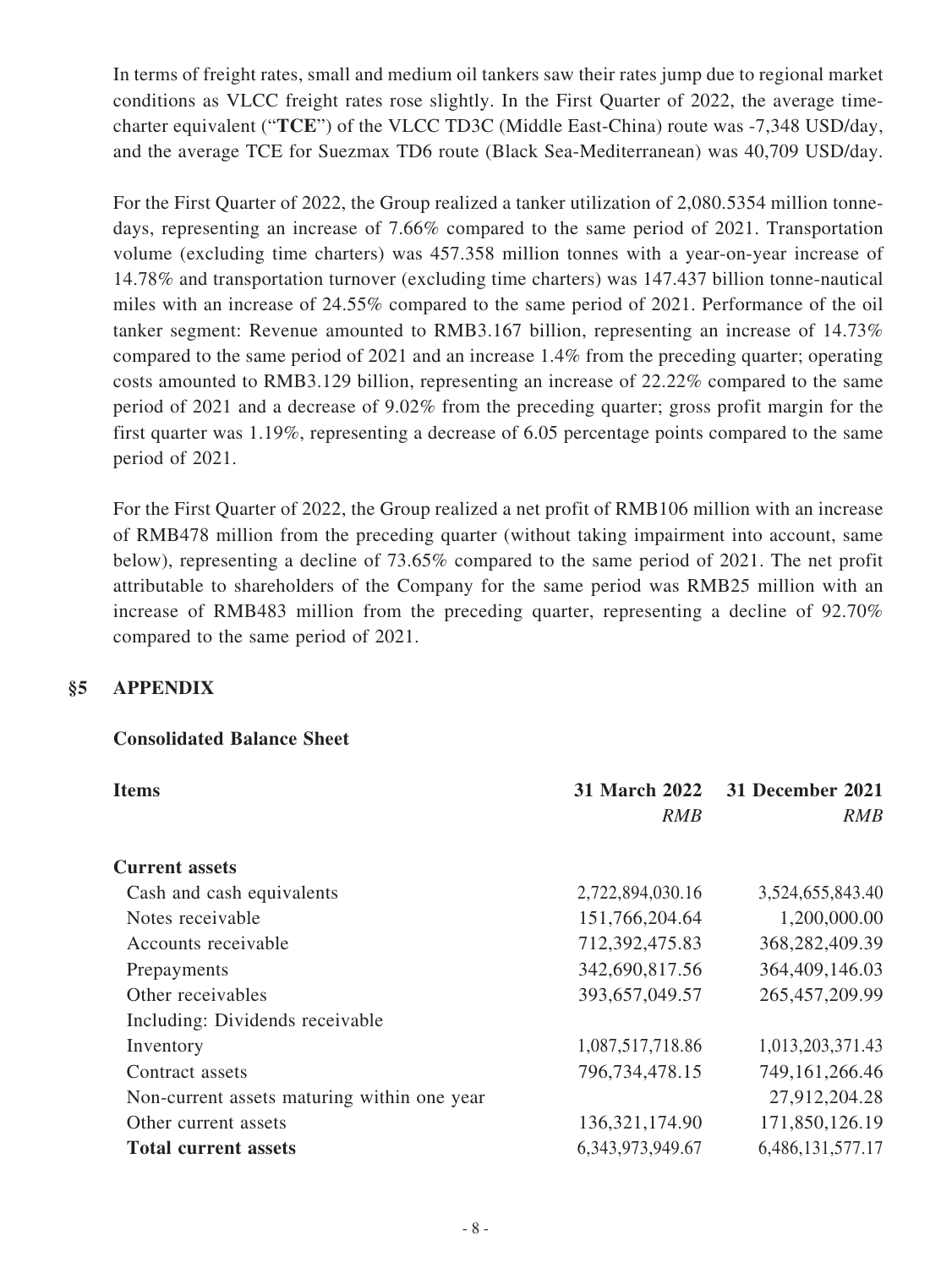In terms of freight rates, small and medium oil tankers saw their rates jump due to regional market conditions as VLCC freight rates rose slightly. In the First Quarter of 2022, the average time-charter equivalent ("**TCE**") of the VLCC TD3C (Middle East-China) route was -7,348 USD/day, and the average TCE for Suezmax TD6 route (Black Sea-Mediterranean) was 40,709 USD/day.

For the First Quarter of 2022, the Group realized a tanker utilization of 2,080.5354 million tonne-days, representing an increase of 7.66% compared to the same period of 2021. Transportation volume (excluding time charters) was 457.358 million tonnes with a year-on-year increase of 14.78% and transportation turnover (excluding time charters) was 147.437 billion tonne-nautical miles with an increase of 24.55% compared to the same period of 2021. Performance of the oil tanker segment: Revenue amounted to RMB3.167 billion, representing an increase of 14.73% compared to the same period of 2021 and an increase 1.4% from the preceding quarter; operating costs amounted to RMB3.129 billion, representing an increase of 22.22% compared to the same period of 2021 and a decrease of 9.02% from the preceding quarter; gross profit margin for the first quarter was 1.19%, representing a decrease of 6.05 percentage points compared to the same period of 2021.

For the First Quarter of 2022, the Group realized a net profit of RMB106 million with an increase of RMB478 million from the preceding quarter (without taking impairment into account, same below), representing a decline of 73.65% compared to the same period of 2021. The net profit attributable to shareholders of the Company for the same period was RMB25 million with an increase of RMB483 million from the preceding quarter, representing a decline of 92.70% compared to the same period of 2021.

## §5 APPENDIX

**Consolidated Balance Sheet**

| **Items** | **31 March 2022** *RMB* | **31 December 2021** *RMB* |
|---|---:|---:|
| **Current assets** | | |
| Cash and cash equivalents | 2,722,894,030.16 | 3,524,655,843.40 |
| Notes receivable | 151,766,204.64 | 1,200,000.00 |
| Accounts receivable | 712,392,475.83 | 368,282,409.39 |
| Prepayments | 342,690,817.56 | 364,409,146.03 |
| Other receivables | 393,657,049.57 | 265,457,209.99 |
| Including: Dividends receivable | | |
| Inventory | 1,087,517,718.86 | 1,013,203,371.43 |
| Contract assets | 796,734,478.15 | 749,161,266.46 |
| Non-current assets maturing within one year | | 27,912,204.28 |
| Other current assets | 136,321,174.90 | 171,850,126.19 |
| **Total current assets** | 6,343,973,949.67 | 6,486,131,577.17 |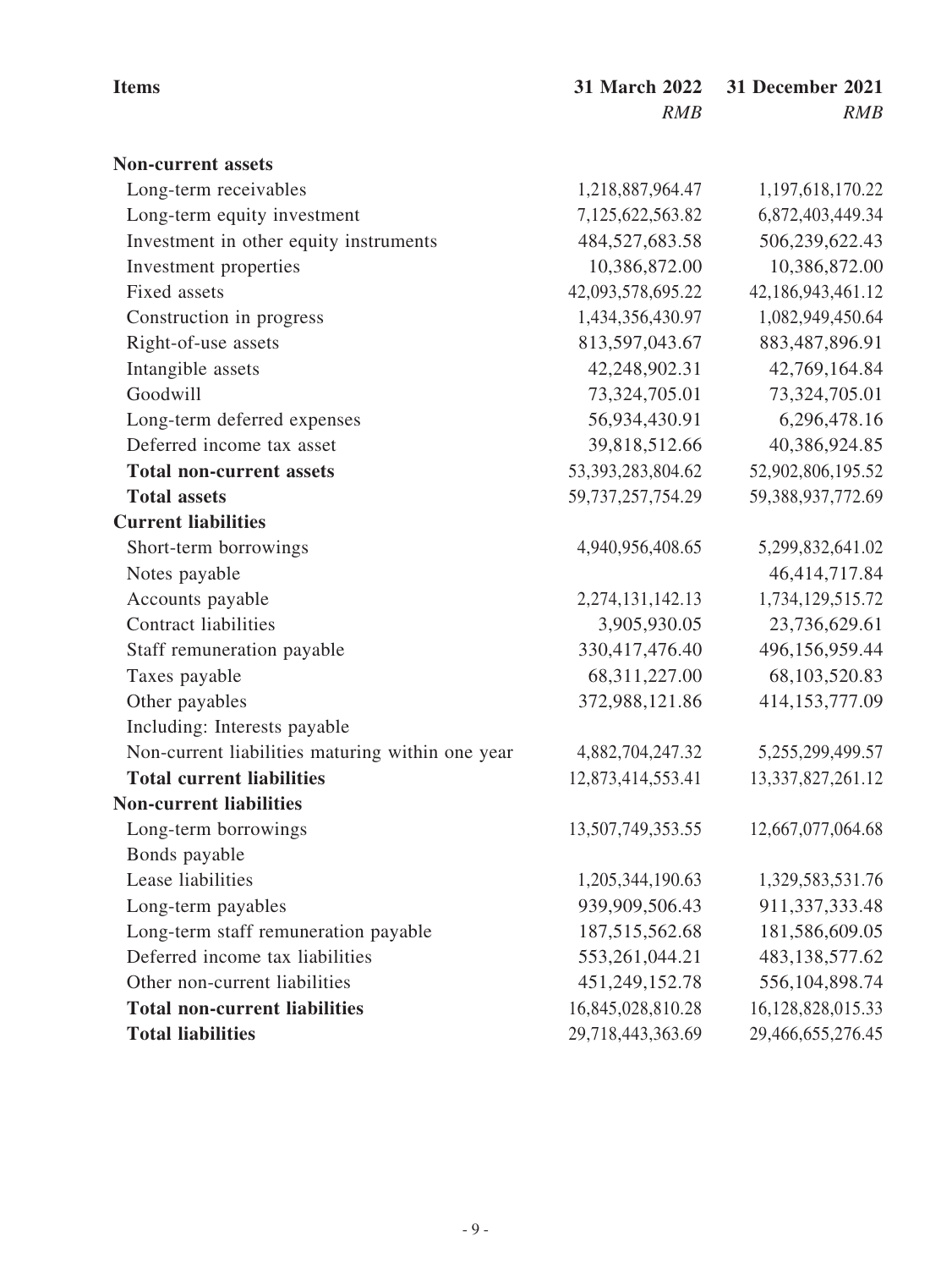| Items | 31 March 2022 | 31 December 2021 |
|---|---|---|
| | *RMB* | *RMB* |
| **Non-current assets** | | |
| Long-term receivables | 1,218,887,964.47 | 1,197,618,170.22 |
| Long-term equity investment | 7,125,622,563.82 | 6,872,403,449.34 |
| Investment in other equity instruments | 484,527,683.58 | 506,239,622.43 |
| Investment properties | 10,386,872.00 | 10,386,872.00 |
| Fixed assets | 42,093,578,695.22 | 42,186,943,461.12 |
| Construction in progress | 1,434,356,430.97 | 1,082,949,450.64 |
| Right-of-use assets | 813,597,043.67 | 883,487,896.91 |
| Intangible assets | 42,248,902.31 | 42,769,164.84 |
| Goodwill | 73,324,705.01 | 73,324,705.01 |
| Long-term deferred expenses | 56,934,430.91 | 6,296,478.16 |
| Deferred income tax asset | 39,818,512.66 | 40,386,924.85 |
| **Total non-current assets** | 53,393,283,804.62 | 52,902,806,195.52 |
| **Total assets** | 59,737,257,754.29 | 59,388,937,772.69 |
| **Current liabilities** | | |
| Short-term borrowings | 4,940,956,408.65 | 5,299,832,641.02 |
| Notes payable | | 46,414,717.84 |
| Accounts payable | 2,274,131,142.13 | 1,734,129,515.72 |
| Contract liabilities | 3,905,930.05 | 23,736,629.61 |
| Staff remuneration payable | 330,417,476.40 | 496,156,959.44 |
| Taxes payable | 68,311,227.00 | 68,103,520.83 |
| Other payables | 372,988,121.86 | 414,153,777.09 |
| Including: Interests payable | | |
| Non-current liabilities maturing within one year | 4,882,704,247.32 | 5,255,299,499.57 |
| **Total current liabilities** | 12,873,414,553.41 | 13,337,827,261.12 |
| **Non-current liabilities** | | |
| Long-term borrowings | 13,507,749,353.55 | 12,667,077,064.68 |
| Bonds payable | | |
| Lease liabilities | 1,205,344,190.63 | 1,329,583,531.76 |
| Long-term payables | 939,909,506.43 | 911,337,333.48 |
| Long-term staff remuneration payable | 187,515,562.68 | 181,586,609.05 |
| Deferred income tax liabilities | 553,261,044.21 | 483,138,577.62 |
| Other non-current liabilities | 451,249,152.78 | 556,104,898.74 |
| **Total non-current liabilities** | 16,845,028,810.28 | 16,128,828,015.33 |
| **Total liabilities** | 29,718,443,363.69 | 29,466,655,276.45 |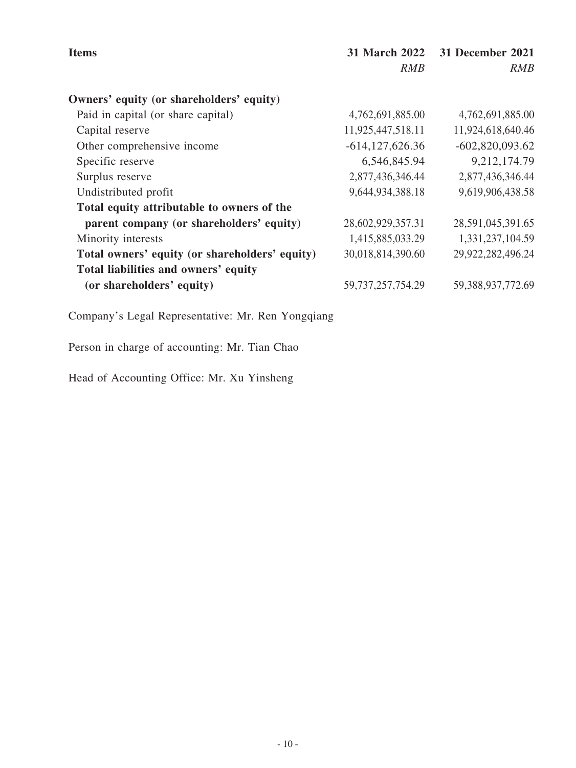| Items | 31 March 2022 | 31 December 2021 |
|---|---|---|
| | *RMB* | *RMB* |
| **Owners' equity (or shareholders' equity)** | | |
| Paid in capital (or share capital) | 4,762,691,885.00 | 4,762,691,885.00 |
| Capital reserve | 11,925,447,518.11 | 11,924,618,640.46 |
| Other comprehensive income | -614,127,626.36 | -602,820,093.62 |
| Specific reserve | 6,546,845.94 | 9,212,174.79 |
| Surplus reserve | 2,877,436,346.44 | 2,877,436,346.44 |
| Undistributed profit | 9,644,934,388.18 | 9,619,906,438.58 |
| **Total equity attributable to owners of the parent company (or shareholders' equity)** | 28,602,929,357.31 | 28,591,045,391.65 |
| Minority interests | 1,415,885,033.29 | 1,331,237,104.59 |
| **Total owners' equity (or shareholders' equity)** | 30,018,814,390.60 | 29,922,282,496.24 |
| **Total liabilities and owners' equity (or shareholders' equity)** | 59,737,257,754.29 | 59,388,937,772.69 |

Company's Legal Representative: Mr. Ren Yongqiang

Person in charge of accounting: Mr. Tian Chao

Head of Accounting Office: Mr. Xu Yinsheng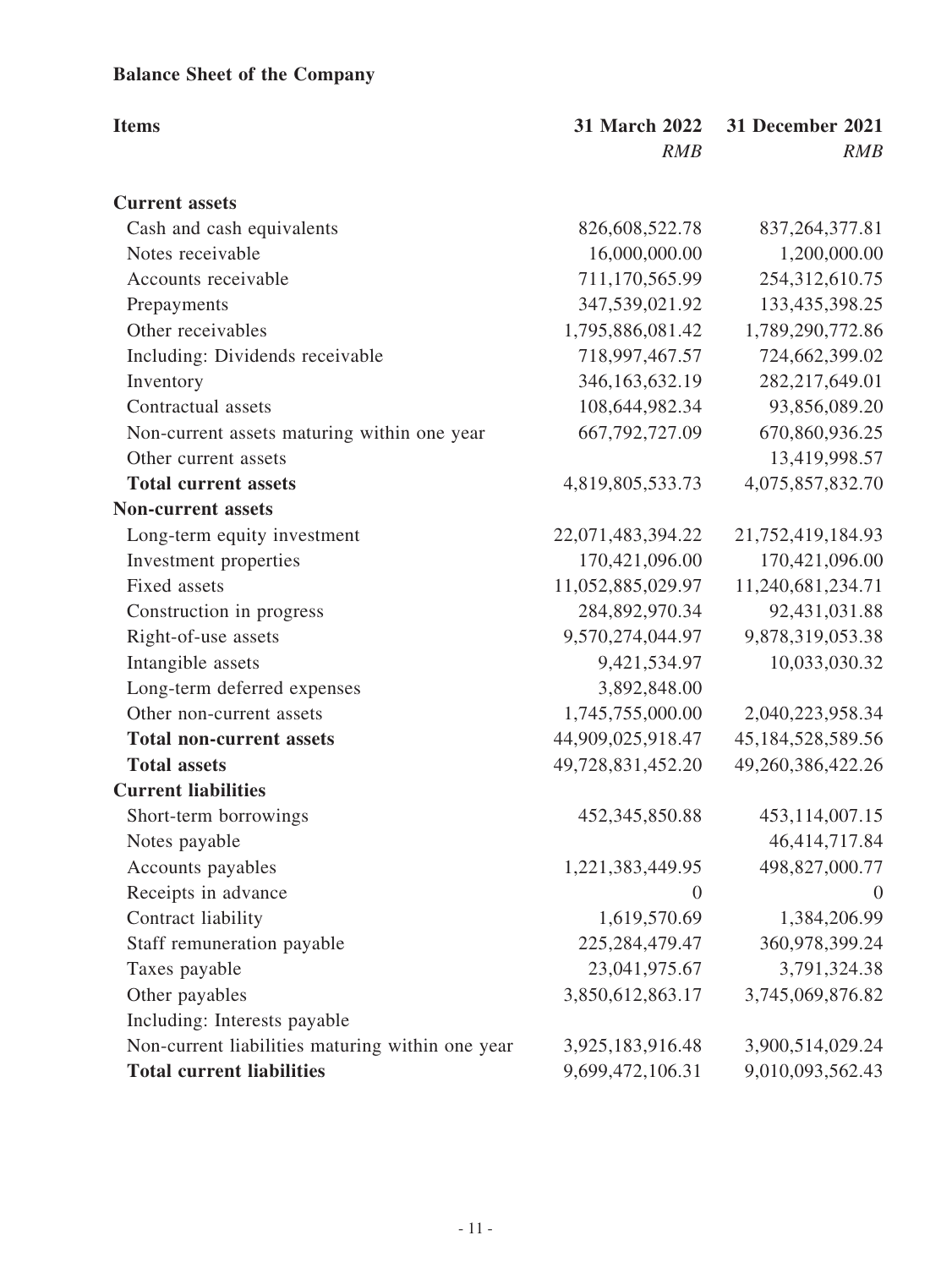**Balance Sheet of the Company**

| Items | 31 March 2022 | 31 December 2021 |
|---|---|---|
| | *RMB* | *RMB* |
| **Current assets** | | |
| Cash and cash equivalents | 826,608,522.78 | 837,264,377.81 |
| Notes receivable | 16,000,000.00 | 1,200,000.00 |
| Accounts receivable | 711,170,565.99 | 254,312,610.75 |
| Prepayments | 347,539,021.92 | 133,435,398.25 |
| Other receivables | 1,795,886,081.42 | 1,789,290,772.86 |
| Including: Dividends receivable | 718,997,467.57 | 724,662,399.02 |
| Inventory | 346,163,632.19 | 282,217,649.01 |
| Contractual assets | 108,644,982.34 | 93,856,089.20 |
| Non-current assets maturing within one year | 667,792,727.09 | 670,860,936.25 |
| Other current assets | | 13,419,998.57 |
| **Total current assets** | 4,819,805,533.73 | 4,075,857,832.70 |
| **Non-current assets** | | |
| Long-term equity investment | 22,071,483,394.22 | 21,752,419,184.93 |
| Investment properties | 170,421,096.00 | 170,421,096.00 |
| Fixed assets | 11,052,885,029.97 | 11,240,681,234.71 |
| Construction in progress | 284,892,970.34 | 92,431,031.88 |
| Right-of-use assets | 9,570,274,044.97 | 9,878,319,053.38 |
| Intangible assets | 9,421,534.97 | 10,033,030.32 |
| Long-term deferred expenses | 3,892,848.00 | |
| Other non-current assets | 1,745,755,000.00 | 2,040,223,958.34 |
| **Total non-current assets** | 44,909,025,918.47 | 45,184,528,589.56 |
| **Total assets** | 49,728,831,452.20 | 49,260,386,422.26 |
| **Current liabilities** | | |
| Short-term borrowings | 452,345,850.88 | 453,114,007.15 |
| Notes payable | | 46,414,717.84 |
| Accounts payables | 1,221,383,449.95 | 498,827,000.77 |
| Receipts in advance | 0 | 0 |
| Contract liability | 1,619,570.69 | 1,384,206.99 |
| Staff remuneration payable | 225,284,479.47 | 360,978,399.24 |
| Taxes payable | 23,041,975.67 | 3,791,324.38 |
| Other payables | 3,850,612,863.17 | 3,745,069,876.82 |
| Including: Interests payable | | |
| Non-current liabilities maturing within one year | 3,925,183,916.48 | 3,900,514,029.24 |
| **Total current liabilities** | 9,699,472,106.31 | 9,010,093,562.43 |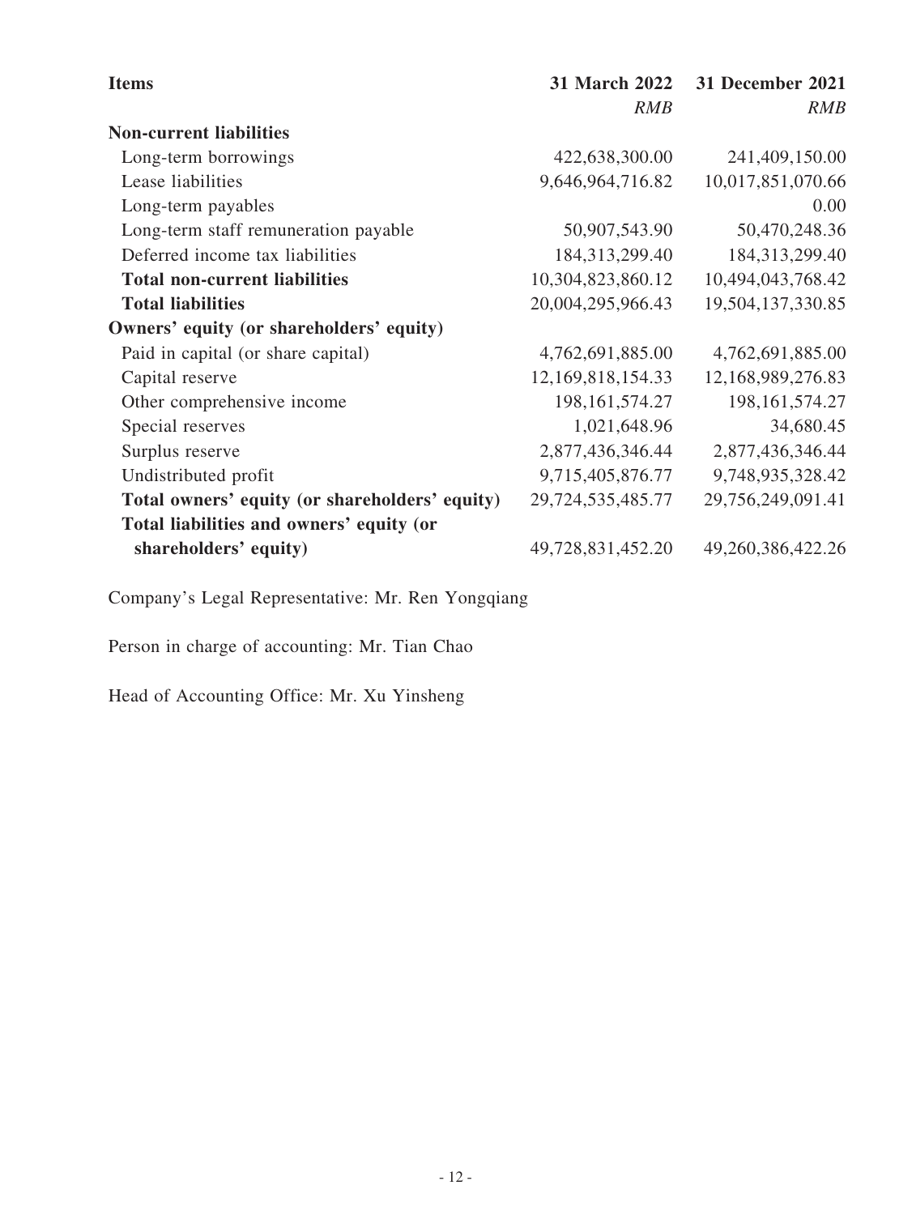| **Items** | **31 March 2022** | **31 December 2021** |
|---|---|---|
| | *RMB* | *RMB* |
| **Non-current liabilities** | | |
| Long-term borrowings | 422,638,300.00 | 241,409,150.00 |
| Lease liabilities | 9,646,964,716.82 | 10,017,851,070.66 |
| Long-term payables | | 0.00 |
| Long-term staff remuneration payable | 50,907,543.90 | 50,470,248.36 |
| Deferred income tax liabilities | 184,313,299.40 | 184,313,299.40 |
| **Total non-current liabilities** | 10,304,823,860.12 | 10,494,043,768.42 |
| **Total liabilities** | 20,004,295,966.43 | 19,504,137,330.85 |
| **Owners' equity (or shareholders' equity)** | | |
| Paid in capital (or share capital) | 4,762,691,885.00 | 4,762,691,885.00 |
| Capital reserve | 12,169,818,154.33 | 12,168,989,276.83 |
| Other comprehensive income | 198,161,574.27 | 198,161,574.27 |
| Special reserves | 1,021,648.96 | 34,680.45 |
| Surplus reserve | 2,877,436,346.44 | 2,877,436,346.44 |
| Undistributed profit | 9,715,405,876.77 | 9,748,935,328.42 |
| **Total owners' equity (or shareholders' equity)** | 29,724,535,485.77 | 29,756,249,091.41 |
| **Total liabilities and owners' equity (or shareholders' equity)** | 49,728,831,452.20 | 49,260,386,422.26 |

Company's Legal Representative: Mr. Ren Yongqiang

Person in charge of accounting: Mr. Tian Chao

Head of Accounting Office: Mr. Xu Yinsheng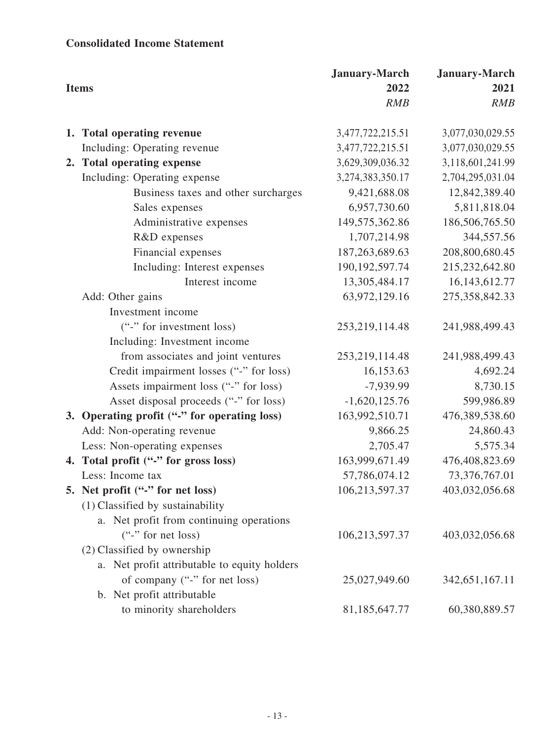**Consolidated Income Statement**

| Items | January-March 2022 *RMB* | January-March 2021 *RMB* |
|---|---|---|
| **1. Total operating revenue** | 3,477,722,215.51 | 3,077,030,029.55 |
| Including: Operating revenue | 3,477,722,215.51 | 3,077,030,029.55 |
| **2. Total operating expense** | 3,629,309,036.32 | 3,118,601,241.99 |
| Including: Operating expense | 3,274,383,350.17 | 2,704,295,031.04 |
| Business taxes and other surcharges | 9,421,688.08 | 12,842,389.40 |
| Sales expenses | 6,957,730.60 | 5,811,818.04 |
| Administrative expenses | 149,575,362.86 | 186,506,765.50 |
| R&D expenses | 1,707,214.98 | 344,557.56 |
| Financial expenses | 187,263,689.63 | 208,800,680.45 |
| Including: Interest expenses | 190,192,597.74 | 215,232,642.80 |
| Interest income | 13,305,484.17 | 16,143,612.77 |
| Add: Other gains | 63,972,129.16 | 275,358,842.33 |
| Investment income ("-" for investment loss) | 253,219,114.48 | 241,988,499.43 |
| Including: Investment income from associates and joint ventures | 253,219,114.48 | 241,988,499.43 |
| Credit impairment losses ("-" for loss) | 16,153.63 | 4,692.24 |
| Assets impairment loss ("-" for loss) | -7,939.99 | 8,730.15 |
| Asset disposal proceeds ("-" for loss) | -1,620,125.76 | 599,986.89 |
| **3. Operating profit ("-" for operating loss)** | 163,992,510.71 | 476,389,538.60 |
| Add: Non-operating revenue | 9,866.25 | 24,860.43 |
| Less: Non-operating expenses | 2,705.47 | 5,575.34 |
| **4. Total profit ("-" for gross loss)** | 163,999,671.49 | 476,408,823.69 |
| Less: Income tax | 57,786,074.12 | 73,376,767.01 |
| **5. Net profit ("-" for net loss)** | 106,213,597.37 | 403,032,056.68 |
| (1) Classified by sustainability | | |
| a. Net profit from continuing operations ("-" for net loss) | 106,213,597.37 | 403,032,056.68 |
| (2) Classified by ownership | | |
| a. Net profit attributable to equity holders of company ("-" for net loss) | 25,027,949.60 | 342,651,167.11 |
| b. Net profit attributable to minority shareholders | 81,185,647.77 | 60,380,889.57 |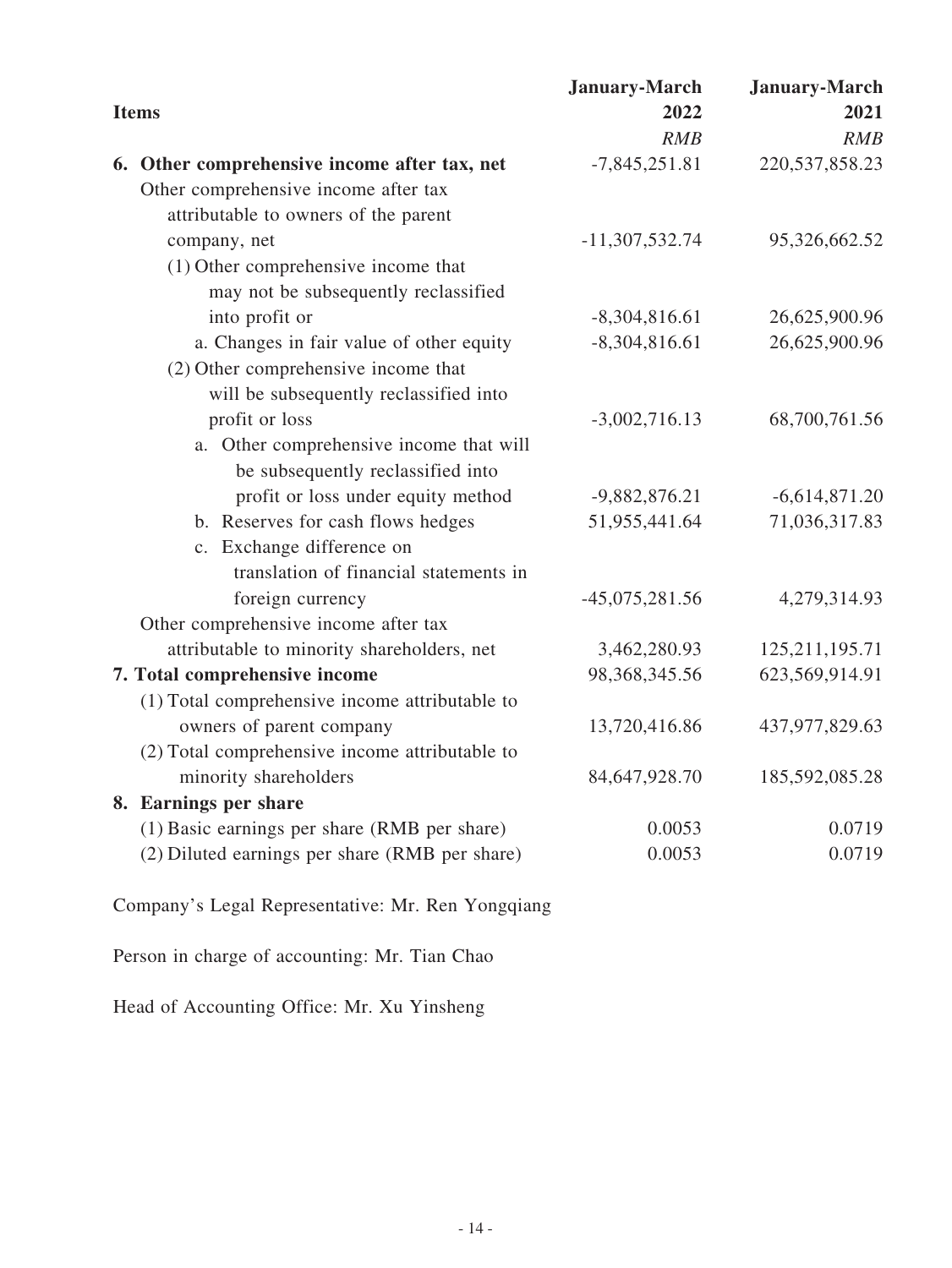| Items | January-March 2022 | January-March 2021 |
|---|---|---|
| | *RMB* | *RMB* |
| **6. Other comprehensive income after tax, net** | -7,845,251.81 | 220,537,858.23 |
| Other comprehensive income after tax attributable to owners of the parent company, net | -11,307,532.74 | 95,326,662.52 |
| (1) Other comprehensive income that may not be subsequently reclassified into profit or | -8,304,816.61 | 26,625,900.96 |
| a. Changes in fair value of other equity | -8,304,816.61 | 26,625,900.96 |
| (2) Other comprehensive income that will be subsequently reclassified into profit or loss | -3,002,716.13 | 68,700,761.56 |
| a. Other comprehensive income that will be subsequently reclassified into profit or loss under equity method | -9,882,876.21 | -6,614,871.20 |
| b. Reserves for cash flows hedges | 51,955,441.64 | 71,036,317.83 |
| c. Exchange difference on translation of financial statements in foreign currency | -45,075,281.56 | 4,279,314.93 |
| Other comprehensive income after tax attributable to minority shareholders, net | 3,462,280.93 | 125,211,195.71 |
| **7. Total comprehensive income** | 98,368,345.56 | 623,569,914.91 |
| (1) Total comprehensive income attributable to owners of parent company | 13,720,416.86 | 437,977,829.63 |
| (2) Total comprehensive income attributable to minority shareholders | 84,647,928.70 | 185,592,085.28 |
| **8. Earnings per share** | | |
| (1) Basic earnings per share (RMB per share) | 0.0053 | 0.0719 |
| (2) Diluted earnings per share (RMB per share) | 0.0053 | 0.0719 |

Company's Legal Representative: Mr. Ren Yongqiang

Person in charge of accounting: Mr. Tian Chao

Head of Accounting Office: Mr. Xu Yinsheng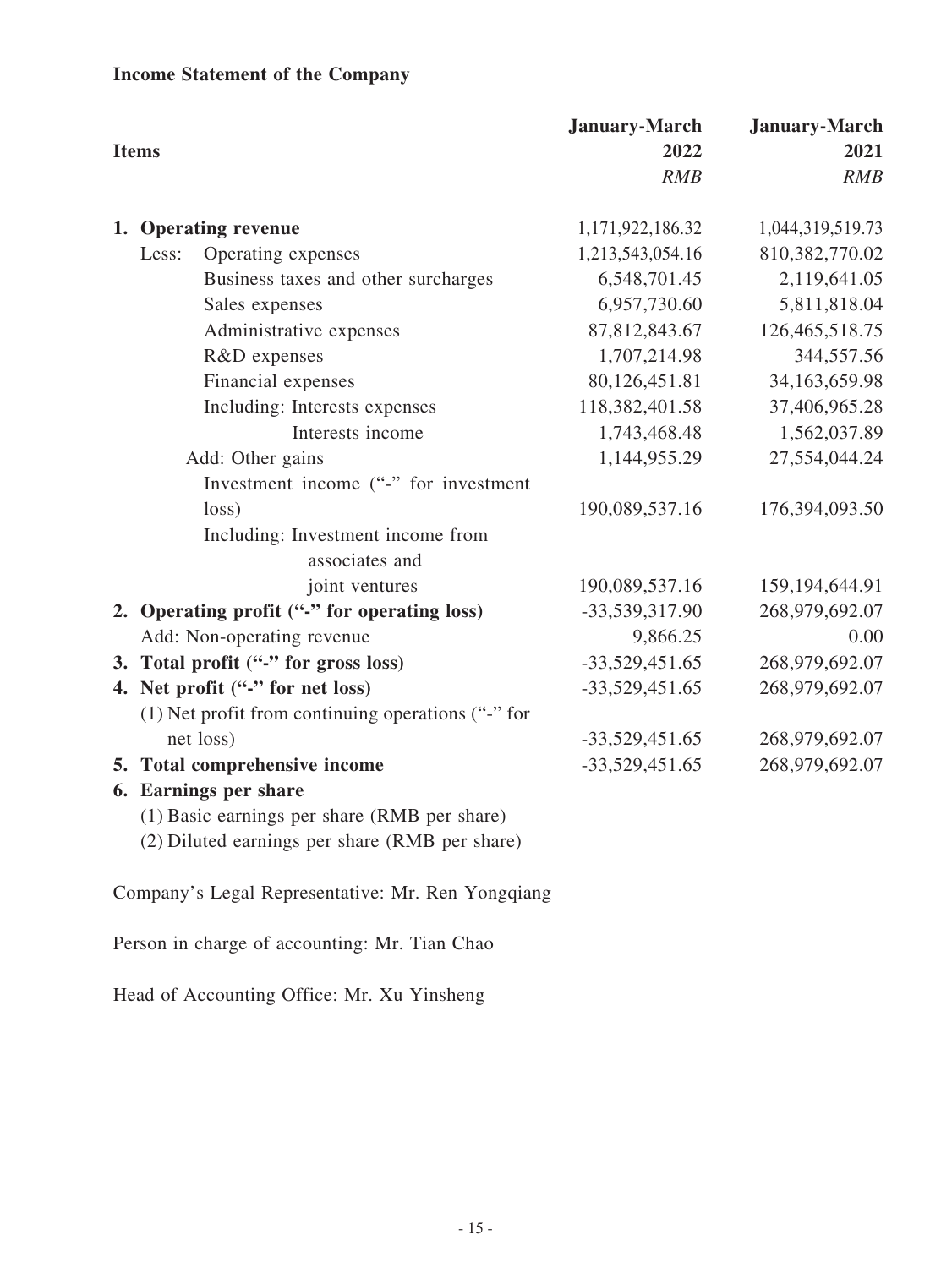**Income Statement of the Company**

| Items | January-March 2022 *RMB* | January-March 2021 *RMB* |
|---|---|---|
| **1. Operating revenue** | 1,171,922,186.32 | 1,044,319,519.73 |
| Less: Operating expenses | 1,213,543,054.16 | 810,382,770.02 |
| Business taxes and other surcharges | 6,548,701.45 | 2,119,641.05 |
| Sales expenses | 6,957,730.60 | 5,811,818.04 |
| Administrative expenses | 87,812,843.67 | 126,465,518.75 |
| R&D expenses | 1,707,214.98 | 344,557.56 |
| Financial expenses | 80,126,451.81 | 34,163,659.98 |
| Including: Interests expenses | 118,382,401.58 | 37,406,965.28 |
| Interests income | 1,743,468.48 | 1,562,037.89 |
| Add: Other gains | 1,144,955.29 | 27,554,044.24 |
| Investment income ("-" for investment loss) | 190,089,537.16 | 176,394,093.50 |
| Including: Investment income from associates and joint ventures | 190,089,537.16 | 159,194,644.91 |
| **2. Operating profit ("-" for operating loss)** | -33,539,317.90 | 268,979,692.07 |
| Add: Non-operating revenue | 9,866.25 | 0.00 |
| **3. Total profit ("-" for gross loss)** | -33,529,451.65 | 268,979,692.07 |
| **4. Net profit ("-" for net loss)** | -33,529,451.65 | 268,979,692.07 |
| (1) Net profit from continuing operations ("-" for net loss) | -33,529,451.65 | 268,979,692.07 |
| **5. Total comprehensive income** | -33,529,451.65 | 268,979,692.07 |
| **6. Earnings per share** | | |
| (1) Basic earnings per share (RMB per share) | | |
| (2) Diluted earnings per share (RMB per share) | | |

Company's Legal Representative: Mr. Ren Yongqiang

Person in charge of accounting: Mr. Tian Chao

Head of Accounting Office: Mr. Xu Yinsheng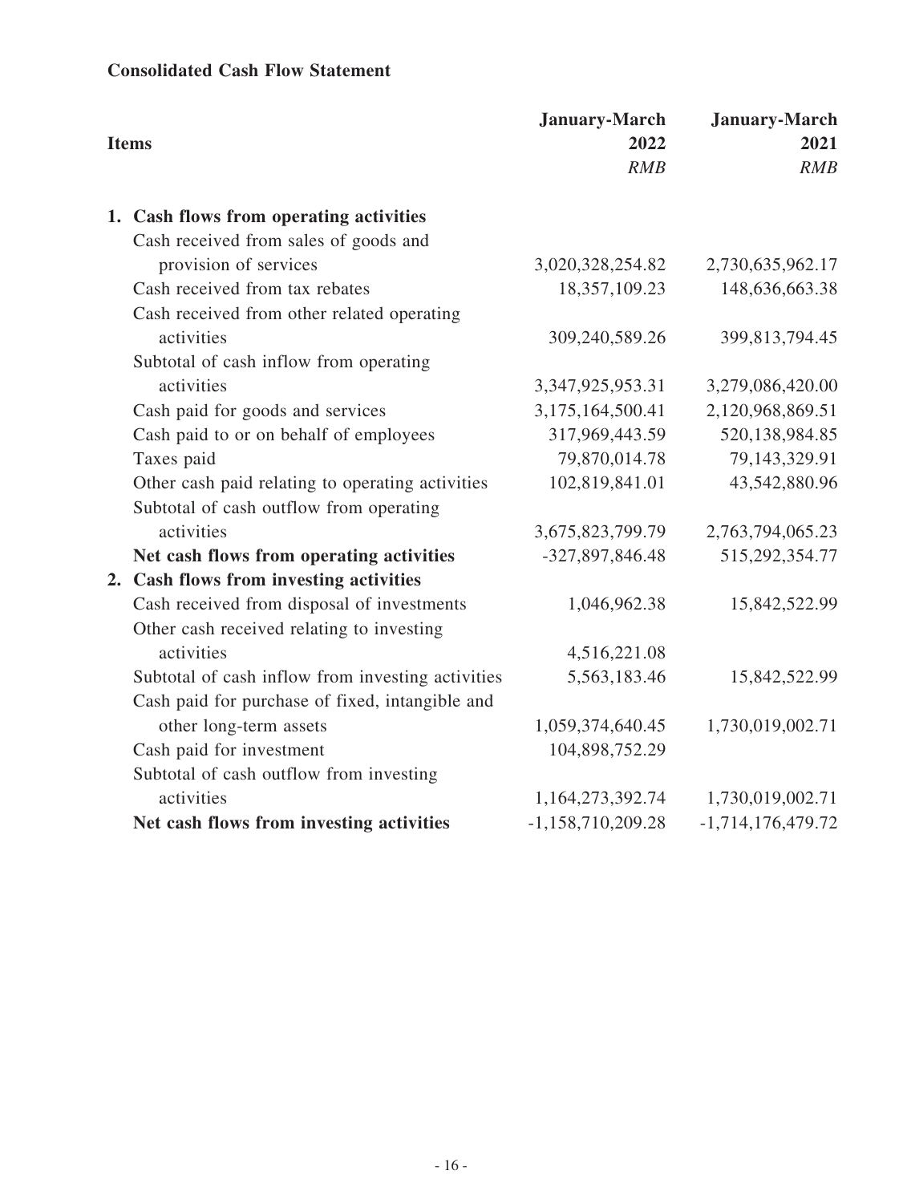**Consolidated Cash Flow Statement**

| Items | January-March 2022 *RMB* | January-March 2021 *RMB* |
|---|---|---|
| **1. Cash flows from operating activities** | | |
| Cash received from sales of goods and provision of services | 3,020,328,254.82 | 2,730,635,962.17 |
| Cash received from tax rebates | 18,357,109.23 | 148,636,663.38 |
| Cash received from other related operating activities | 309,240,589.26 | 399,813,794.45 |
| Subtotal of cash inflow from operating activities | 3,347,925,953.31 | 3,279,086,420.00 |
| Cash paid for goods and services | 3,175,164,500.41 | 2,120,968,869.51 |
| Cash paid to or on behalf of employees | 317,969,443.59 | 520,138,984.85 |
| Taxes paid | 79,870,014.78 | 79,143,329.91 |
| Other cash paid relating to operating activities | 102,819,841.01 | 43,542,880.96 |
| Subtotal of cash outflow from operating activities | 3,675,823,799.79 | 2,763,794,065.23 |
| **Net cash flows from operating activities** | -327,897,846.48 | 515,292,354.77 |
| **2. Cash flows from investing activities** | | |
| Cash received from disposal of investments | 1,046,962.38 | 15,842,522.99 |
| Other cash received relating to investing activities | 4,516,221.08 | |
| Subtotal of cash inflow from investing activities | 5,563,183.46 | 15,842,522.99 |
| Cash paid for purchase of fixed, intangible and other long-term assets | 1,059,374,640.45 | 1,730,019,002.71 |
| Cash paid for investment | 104,898,752.29 | |
| Subtotal of cash outflow from investing activities | 1,164,273,392.74 | 1,730,019,002.71 |
| **Net cash flows from investing activities** | -1,158,710,209.28 | -1,714,176,479.72 |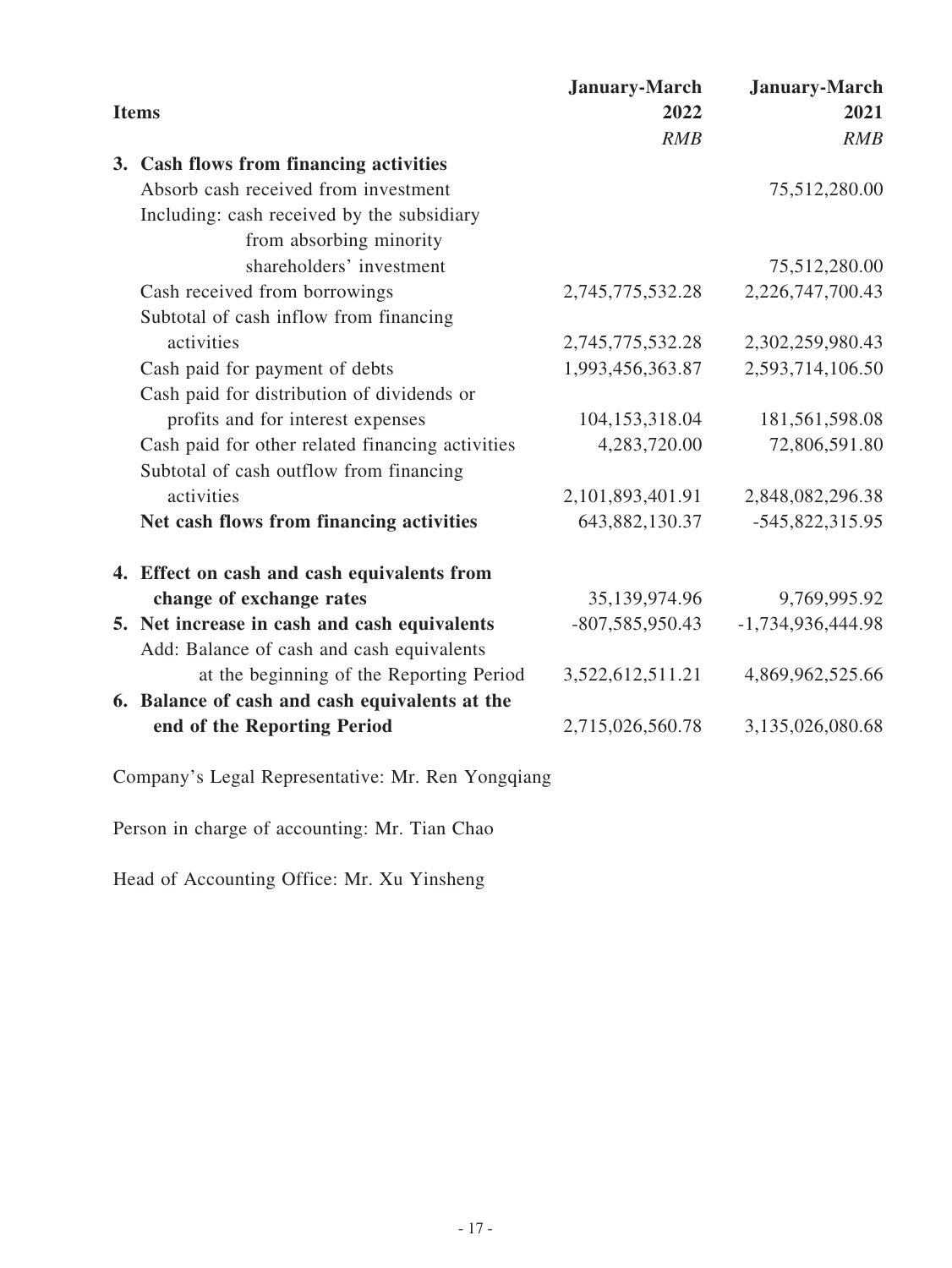| Items | January-March 2022 | January-March 2021 |
|---|---|---|
| | *RMB* | *RMB* |
| **3. Cash flows from financing activities** | | |
| Absorb cash received from investment | | 75,512,280.00 |
| Including: cash received by the subsidiary from absorbing minority shareholders' investment | | 75,512,280.00 |
| Cash received from borrowings | 2,745,775,532.28 | 2,226,747,700.43 |
| Subtotal of cash inflow from financing activities | 2,745,775,532.28 | 2,302,259,980.43 |
| Cash paid for payment of debts | 1,993,456,363.87 | 2,593,714,106.50 |
| Cash paid for distribution of dividends or profits and for interest expenses | 104,153,318.04 | 181,561,598.08 |
| Cash paid for other related financing activities | 4,283,720.00 | 72,806,591.80 |
| Subtotal of cash outflow from financing activities | 2,101,893,401.91 | 2,848,082,296.38 |
| **Net cash flows from financing activities** | 643,882,130.37 | -545,822,315.95 |
| **4. Effect on cash and cash equivalents from change of exchange rates** | 35,139,974.96 | 9,769,995.92 |
| **5. Net increase in cash and cash equivalents** | -807,585,950.43 | -1,734,936,444.98 |
| Add: Balance of cash and cash equivalents at the beginning of the Reporting Period | 3,522,612,511.21 | 4,869,962,525.66 |
| **6. Balance of cash and cash equivalents at the end of the Reporting Period** | 2,715,026,560.78 | 3,135,026,080.68 |

Company's Legal Representative: Mr. Ren Yongqiang

Person in charge of accounting: Mr. Tian Chao

Head of Accounting Office: Mr. Xu Yinsheng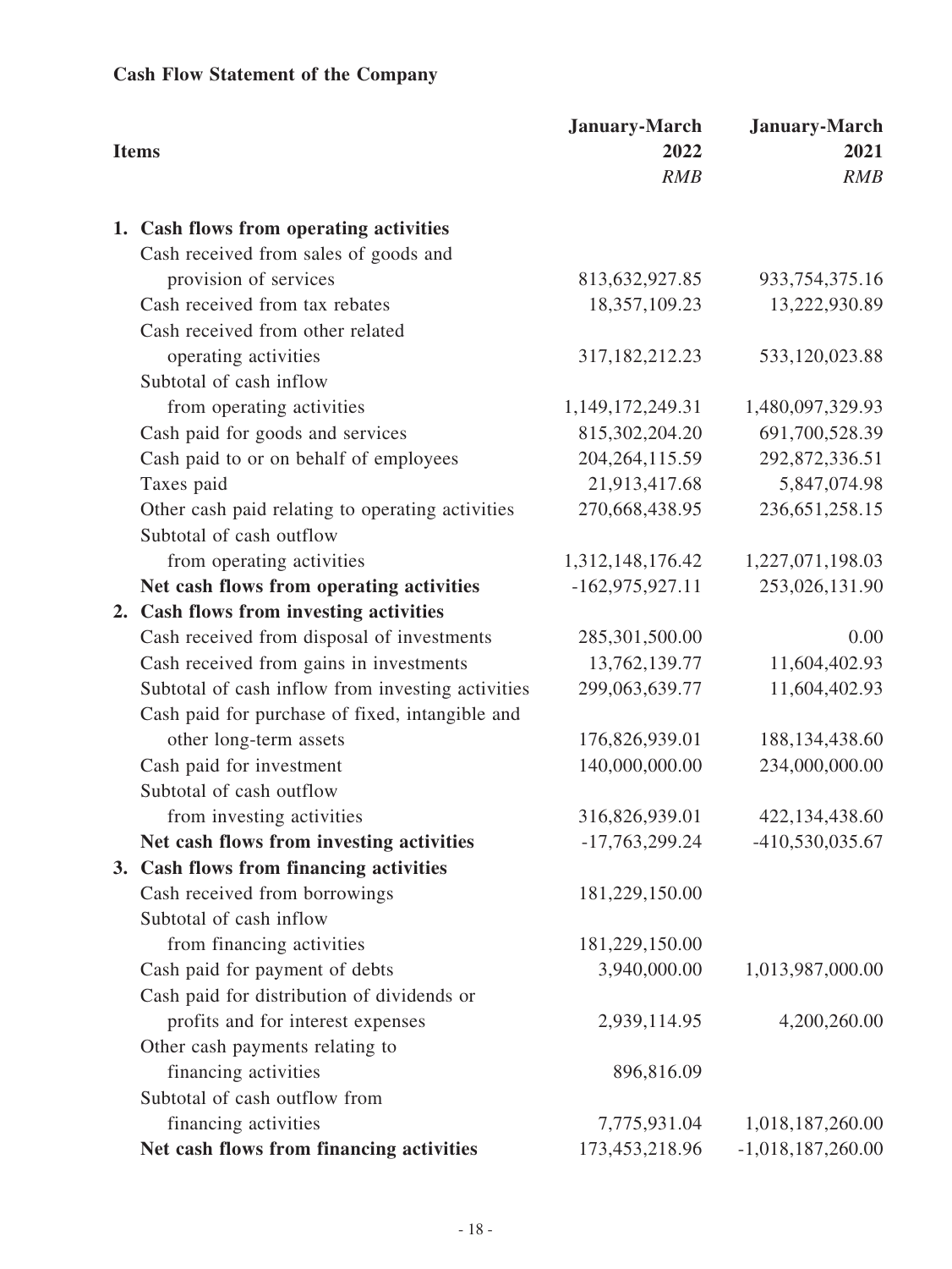**Cash Flow Statement of the Company**

| Items | January-March 2022 *RMB* | January-March 2021 *RMB* |
|---|---|---|
| **1. Cash flows from operating activities** | | |
| Cash received from sales of goods and provision of services | 813,632,927.85 | 933,754,375.16 |
| Cash received from tax rebates | 18,357,109.23 | 13,222,930.89 |
| Cash received from other related operating activities | 317,182,212.23 | 533,120,023.88 |
| Subtotal of cash inflow from operating activities | 1,149,172,249.31 | 1,480,097,329.93 |
| Cash paid for goods and services | 815,302,204.20 | 691,700,528.39 |
| Cash paid to or on behalf of employees | 204,264,115.59 | 292,872,336.51 |
| Taxes paid | 21,913,417.68 | 5,847,074.98 |
| Other cash paid relating to operating activities | 270,668,438.95 | 236,651,258.15 |
| Subtotal of cash outflow from operating activities | 1,312,148,176.42 | 1,227,071,198.03 |
| **Net cash flows from operating activities** | -162,975,927.11 | 253,026,131.90 |
| **2. Cash flows from investing activities** | | |
| Cash received from disposal of investments | 285,301,500.00 | 0.00 |
| Cash received from gains in investments | 13,762,139.77 | 11,604,402.93 |
| Subtotal of cash inflow from investing activities | 299,063,639.77 | 11,604,402.93 |
| Cash paid for purchase of fixed, intangible and other long-term assets | 176,826,939.01 | 188,134,438.60 |
| Cash paid for investment | 140,000,000.00 | 234,000,000.00 |
| Subtotal of cash outflow from investing activities | 316,826,939.01 | 422,134,438.60 |
| **Net cash flows from investing activities** | -17,763,299.24 | -410,530,035.67 |
| **3. Cash flows from financing activities** | | |
| Cash received from borrowings | 181,229,150.00 | |
| Subtotal of cash inflow from financing activities | 181,229,150.00 | |
| Cash paid for payment of debts | 3,940,000.00 | 1,013,987,000.00 |
| Cash paid for distribution of dividends or profits and for interest expenses | 2,939,114.95 | 4,200,260.00 |
| Other cash payments relating to financing activities | 896,816.09 | |
| Subtotal of cash outflow from financing activities | 7,775,931.04 | 1,018,187,260.00 |
| **Net cash flows from financing activities** | 173,453,218.96 | -1,018,187,260.00 |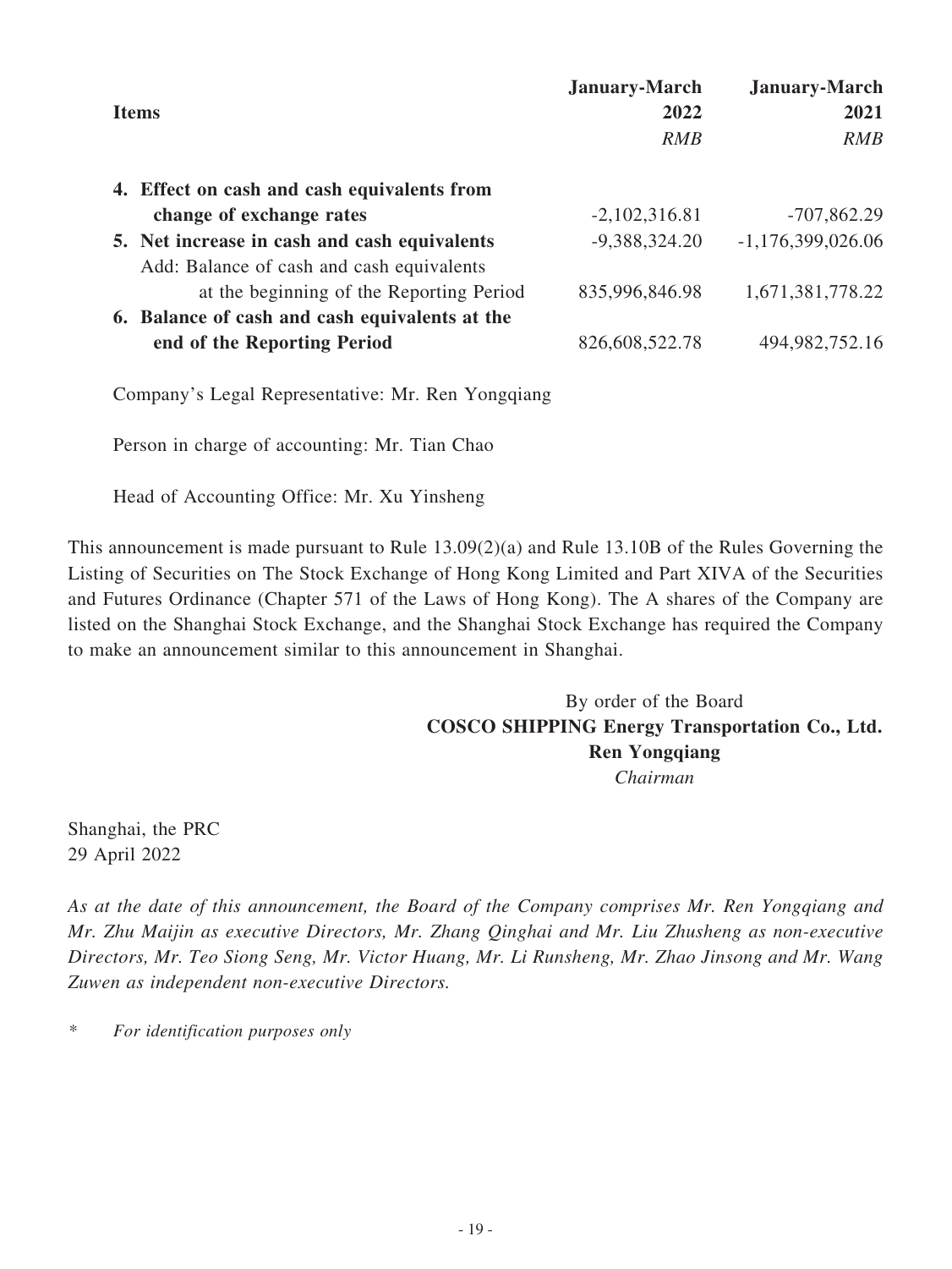| Items | January-March 2022 *RMB* | January-March 2021 *RMB* |
|---|---|---|
| **4. Effect on cash and cash equivalents from change of exchange rates** | -2,102,316.81 | -707,862.29 |
| **5. Net increase in cash and cash equivalents** | -9,388,324.20 | -1,176,399,026.06 |
| Add: Balance of cash and cash equivalents at the beginning of the Reporting Period | 835,996,846.98 | 1,671,381,778.22 |
| **6. Balance of cash and cash equivalents at the end of the Reporting Period** | 826,608,522.78 | 494,982,752.16 |

Company's Legal Representative: Mr. Ren Yongqiang

Person in charge of accounting: Mr. Tian Chao

Head of Accounting Office: Mr. Xu Yinsheng

This announcement is made pursuant to Rule 13.09(2)(a) and Rule 13.10B of the Rules Governing the Listing of Securities on The Stock Exchange of Hong Kong Limited and Part XIVA of the Securities and Futures Ordinance (Chapter 571 of the Laws of Hong Kong). The A shares of the Company are listed on the Shanghai Stock Exchange, and the Shanghai Stock Exchange has required the Company to make an announcement similar to this announcement in Shanghai.

By order of the Board
**COSCO SHIPPING Energy Transportation Co., Ltd.**
**Ren Yongqiang**
*Chairman*

Shanghai, the PRC
29 April 2022

*As at the date of this announcement, the Board of the Company comprises Mr. Ren Yongqiang and Mr. Zhu Maijin as executive Directors, Mr. Zhang Qinghai and Mr. Liu Zhusheng as non-executive Directors, Mr. Teo Siong Seng, Mr. Victor Huang, Mr. Li Runsheng, Mr. Zhao Jinsong and Mr. Wang Zuwen as independent non-executive Directors.*

\* *For identification purposes only*